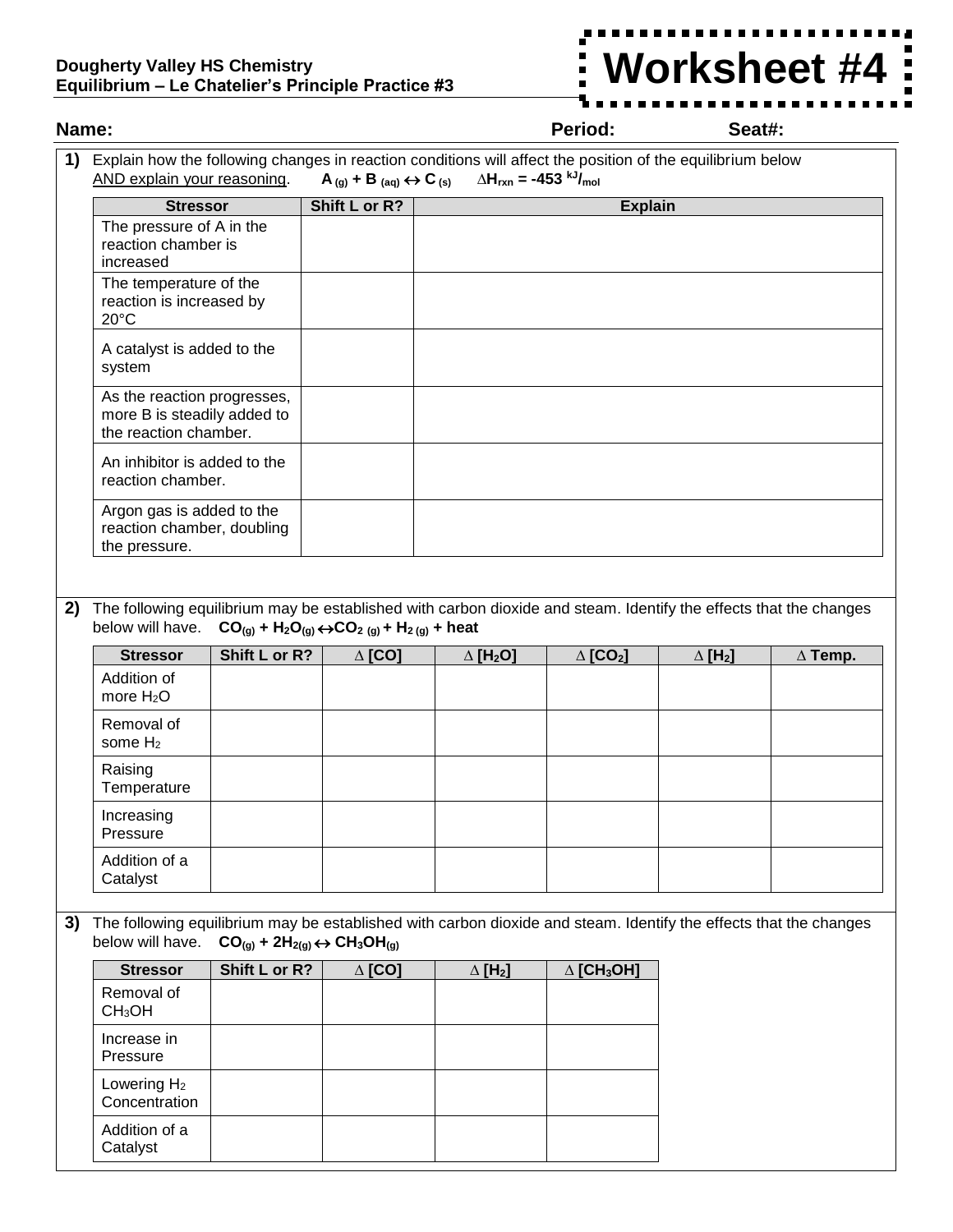**Dougherty Valley HS Chemistry**
**Equilibrium – Le Chatelier's Principle Practice #3**

# Worksheet #4

**Name:** **Period:** **Seat#:**

**1)** Explain how the following changes in reaction conditions will affect the position of the equilibrium below <u>AND explain your reasoning</u>. $A_{(g)} + B_{(aq)} \leftrightarrow C_{(s)}$ $\Delta H_{rxn} = -453\ ^{kJ}/_{mol}$

| Stressor | Shift L or R? | Explain |
|---|---|---|
| The pressure of A in the reaction chamber is increased | | |
| The temperature of the reaction is increased by 20°C | | |
| A catalyst is added to the system | | |
| As the reaction progresses, more B is steadily added to the reaction chamber. | | |
| An inhibitor is added to the reaction chamber. | | |
| Argon gas is added to the reaction chamber, doubling the pressure. | | |

**2)** The following equilibrium may be established with carbon dioxide and steam. Identify the effects that the changes below will have. $CO_{(g)} + H_2O_{(g)} \leftrightarrow CO_{2\,(g)} + H_{2\,(g)}$ + heat

| Stressor | Shift L or R? | $\Delta$ [CO] | $\Delta$ [$H_2O$] | $\Delta$ [$CO_2$] | $\Delta$ [$H_2$] | $\Delta$ Temp. |
|---|---|---|---|---|---|---|
| Addition of more $H_2O$ | | | | | | |
| Removal of some $H_2$ | | | | | | |
| Raising Temperature | | | | | | |
| Increasing Pressure | | | | | | |
| Addition of a Catalyst | | | | | | |

**3)** The following equilibrium may be established with carbon dioxide and steam. Identify the effects that the changes below will have. $CO_{(g)} + 2H_{2(g)} \leftrightarrow CH_3OH_{(g)}$

| Stressor | Shift L or R? | $\Delta$ [CO] | $\Delta$ [$H_2$] | $\Delta$ [$CH_3OH$] |
|---|---|---|---|---|
| Removal of $CH_3OH$ | | | | |
| Increase in Pressure | | | | |
| Lowering $H_2$ Concentration | | | | |
| Addition of a Catalyst | | | | |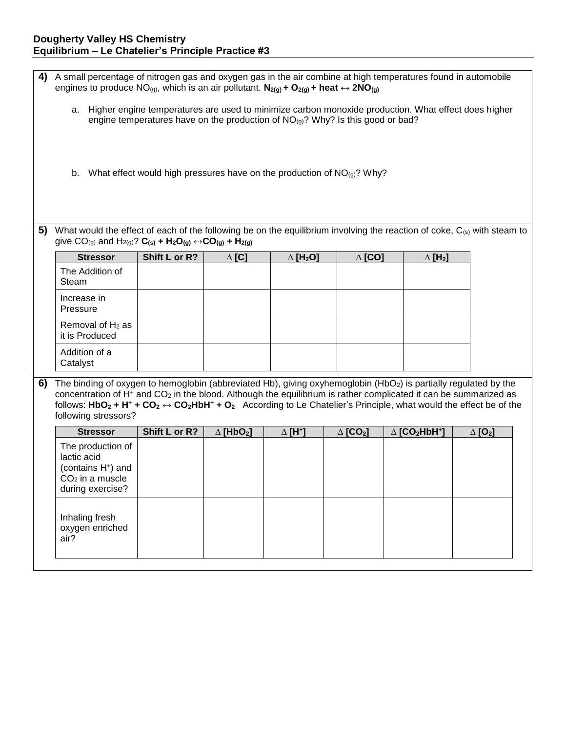## Dougherty Valley HS Chemistry
## Equilibrium – Le Chatelier's Principle Practice #3

**4)** A small percentage of nitrogen gas and oxygen gas in the air combine at high temperatures found in automobile engines to produce $NO_{(g)}$, which is an air pollutant. $\mathbf{N_{2(g)} + O_{2(g)} + heat \leftrightarrow 2NO_{(g)}}$

a. Higher engine temperatures are used to minimize carbon monoxide production. What effect does higher engine temperatures have on the production of $NO_{(g)}$? Why? Is this good or bad?

b. What effect would high pressures have on the production of $NO_{(g)}$? Why?

**5)** What would the effect of each of the following be on the equilibrium involving the reaction of coke, $C_{(s)}$ with steam to give $CO_{(g)}$ and $H_{2(g)}$? $\mathbf{C_{(s)} + H_2O_{(g)} \leftrightarrow CO_{(g)} + H_{2(g)}}$

| Stressor | Shift L or R? | $\Delta$ [C] | $\Delta$ [$H_2O$] | $\Delta$ [CO] | $\Delta$ [$H_2$] |
|---|---|---|---|---|---|
| The Addition of Steam | | | | | |
| Increase in Pressure | | | | | |
| Removal of $H_2$ as it is Produced | | | | | |
| Addition of a Catalyst | | | | | |

**6)** The binding of oxygen to hemoglobin (abbreviated Hb), giving oxyhemoglobin ($HbO_2$) is partially regulated by the concentration of $H^+$ and $CO_2$ in the blood. Although the equilibrium is rather complicated it can be summarized as follows: $\mathbf{HbO_2 + H^+ + CO_2 \leftrightarrow CO_2HbH^+ + O_2}$ According to Le Chatelier's Principle, what would the effect be of the following stressors?

| Stressor | Shift L or R? | $\Delta$ [$HbO_2$] | $\Delta$ [$H^+$] | $\Delta$ [$CO_2$] | $\Delta$ [$CO_2HbH^+$] | $\Delta$ [$O_2$] |
|---|---|---|---|---|---|---|
| The production of lactic acid (contains $H^+$) and $CO_2$ in a muscle during exercise? | | | | | | |
| Inhaling fresh oxygen enriched air? | | | | | | |